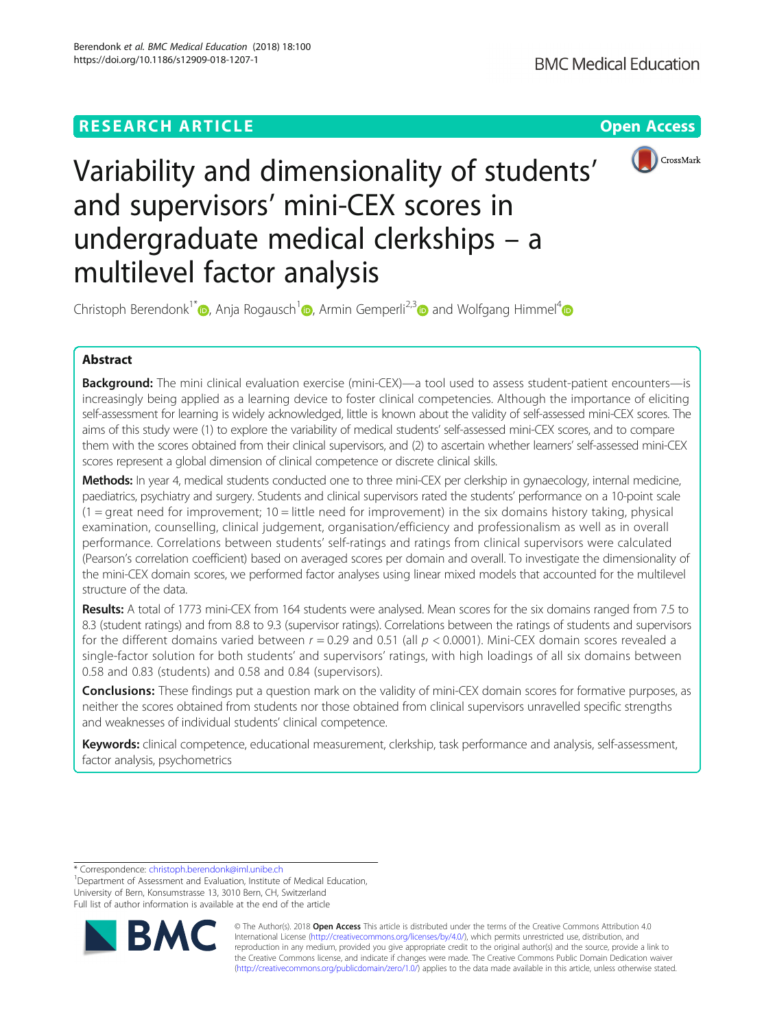RESEARCH ARTICLE

Open Access

# Variability and dimensionality of students' and supervisors' mini-CEX scores in undergraduate medical clerkships – a multilevel factor analysis

Christoph Berendonk[1*], Anja Rogausch[1], Armin Gemperli[2,3] and Wolfgang Himmel[4]

## Abstract

**Background:** The mini clinical evaluation exercise (mini-CEX)—a tool used to assess student-patient encounters—is increasingly being applied as a learning device to foster clinical competencies. Although the importance of eliciting self-assessment for learning is widely acknowledged, little is known about the validity of self-assessed mini-CEX scores. The aims of this study were (1) to explore the variability of medical students' self-assessed mini-CEX scores, and to compare them with the scores obtained from their clinical supervisors, and (2) to ascertain whether learners' self-assessed mini-CEX scores represent a global dimension of clinical competence or discrete clinical skills.

**Methods:** In year 4, medical students conducted one to three mini-CEX per clerkship in gynaecology, internal medicine, paediatrics, psychiatry and surgery. Students and clinical supervisors rated the students' performance on a 10-point scale (1 = great need for improvement; 10 = little need for improvement) in the six domains history taking, physical examination, counselling, clinical judgement, organisation/efficiency and professionalism as well as in overall performance. Correlations between students' self-ratings and ratings from clinical supervisors were calculated (Pearson's correlation coefficient) based on averaged scores per domain and overall. To investigate the dimensionality of the mini-CEX domain scores, we performed factor analyses using linear mixed models that accounted for the multilevel structure of the data.

**Results:** A total of 1773 mini-CEX from 164 students were analysed. Mean scores for the six domains ranged from 7.5 to 8.3 (student ratings) and from 8.8 to 9.3 (supervisor ratings). Correlations between the ratings of students and supervisors for the different domains varied between $r = 0.29$ and 0.51 (all $p < 0.0001$). Mini-CEX domain scores revealed a single-factor solution for both students' and supervisors' ratings, with high loadings of all six domains between 0.58 and 0.83 (students) and 0.58 and 0.84 (supervisors).

**Conclusions:** These findings put a question mark on the validity of mini-CEX domain scores for formative purposes, as neither the scores obtained from students nor those obtained from clinical supervisors unravelled specific strengths and weaknesses of individual students' clinical competence.

**Keywords:** clinical competence, educational measurement, clerkship, task performance and analysis, self-assessment, factor analysis, psychometrics

\* Correspondence: christoph.berendonk@iml.unibe.ch

[1]Department of Assessment and Evaluation, Institute of Medical Education, University of Bern, Konsumstrasse 13, 3010 Bern, CH, Switzerland

Full list of author information is available at the end of the article

© The Author(s). 2018 **Open Access** This article is distributed under the terms of the Creative Commons Attribution 4.0 International License (http://creativecommons.org/licenses/by/4.0/), which permits unrestricted use, distribution, and reproduction in any medium, provided you give appropriate credit to the original author(s) and the source, provide a link to the Creative Commons license, and indicate if changes were made. The Creative Commons Public Domain Dedication waiver (http://creativecommons.org/publicdomain/zero/1.0/) applies to the data made available in this article, unless otherwise stated.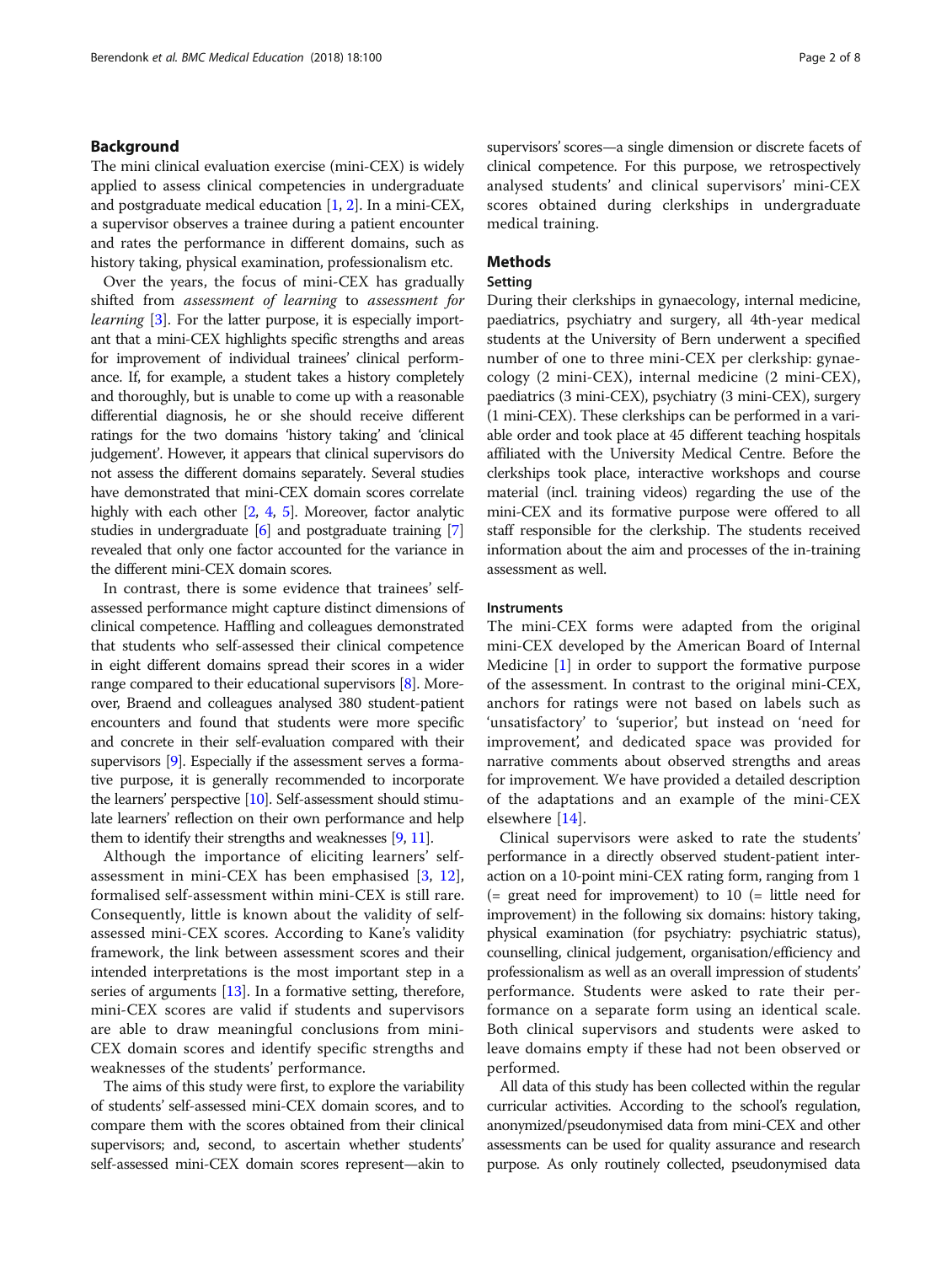## Background

The mini clinical evaluation exercise (mini-CEX) is widely applied to assess clinical competencies in undergraduate and postgraduate medical education [1, 2]. In a mini-CEX, a supervisor observes a trainee during a patient encounter and rates the performance in different domains, such as history taking, physical examination, professionalism etc.

Over the years, the focus of mini-CEX has gradually shifted from *assessment of learning* to *assessment for learning* [3]. For the latter purpose, it is especially important that a mini-CEX highlights specific strengths and areas for improvement of individual trainees' clinical performance. If, for example, a student takes a history completely and thoroughly, but is unable to come up with a reasonable differential diagnosis, he or she should receive different ratings for the two domains 'history taking' and 'clinical judgement'. However, it appears that clinical supervisors do not assess the different domains separately. Several studies have demonstrated that mini-CEX domain scores correlate highly with each other [2, 4, 5]. Moreover, factor analytic studies in undergraduate [6] and postgraduate training [7] revealed that only one factor accounted for the variance in the different mini-CEX domain scores.

In contrast, there is some evidence that trainees' self-assessed performance might capture distinct dimensions of clinical competence. Haffling and colleagues demonstrated that students who self-assessed their clinical competence in eight different domains spread their scores in a wider range compared to their educational supervisors [8]. Moreover, Braend and colleagues analysed 380 student-patient encounters and found that students were more specific and concrete in their self-evaluation compared with their supervisors [9]. Especially if the assessment serves a formative purpose, it is generally recommended to incorporate the learners' perspective [10]. Self-assessment should stimulate learners' reflection on their own performance and help them to identify their strengths and weaknesses [9, 11].

Although the importance of eliciting learners' self-assessment in mini-CEX has been emphasised [3, 12], formalised self-assessment within mini-CEX is still rare. Consequently, little is known about the validity of self-assessed mini-CEX scores. According to Kane's validity framework, the link between assessment scores and their intended interpretations is the most important step in a series of arguments [13]. In a formative setting, therefore, mini-CEX scores are valid if students and supervisors are able to draw meaningful conclusions from mini-CEX domain scores and identify specific strengths and weaknesses of the students' performance.

The aims of this study were first, to explore the variability of students' self-assessed mini-CEX domain scores, and to compare them with the scores obtained from their clinical supervisors; and, second, to ascertain whether students' self-assessed mini-CEX domain scores represent—akin to supervisors' scores—a single dimension or discrete facets of clinical competence. For this purpose, we retrospectively analysed students' and clinical supervisors' mini-CEX scores obtained during clerkships in undergraduate medical training.

## Methods

### Setting

During their clerkships in gynaecology, internal medicine, paediatrics, psychiatry and surgery, all 4th-year medical students at the University of Bern underwent a specified number of one to three mini-CEX per clerkship: gynaecology (2 mini-CEX), internal medicine (2 mini-CEX), paediatrics (3 mini-CEX), psychiatry (3 mini-CEX), surgery (1 mini-CEX). These clerkships can be performed in a variable order and took place at 45 different teaching hospitals affiliated with the University Medical Centre. Before the clerkships took place, interactive workshops and course material (incl. training videos) regarding the use of the mini-CEX and its formative purpose were offered to all staff responsible for the clerkship. The students received information about the aim and processes of the in-training assessment as well.

### Instruments

The mini-CEX forms were adapted from the original mini-CEX developed by the American Board of Internal Medicine [1] in order to support the formative purpose of the assessment. In contrast to the original mini-CEX, anchors for ratings were not based on labels such as 'unsatisfactory' to 'superior', but instead on 'need for improvement', and dedicated space was provided for narrative comments about observed strengths and areas for improvement. We have provided a detailed description of the adaptations and an example of the mini-CEX elsewhere [14].

Clinical supervisors were asked to rate the students' performance in a directly observed student-patient interaction on a 10-point mini-CEX rating form, ranging from 1 (= great need for improvement) to 10 (= little need for improvement) in the following six domains: history taking, physical examination (for psychiatry: psychiatric status), counselling, clinical judgement, organisation/efficiency and professionalism as well as an overall impression of students' performance. Students were asked to rate their performance on a separate form using an identical scale. Both clinical supervisors and students were asked to leave domains empty if these had not been observed or performed.

All data of this study has been collected within the regular curricular activities. According to the school's regulation, anonymized/pseudonymised data from mini-CEX and other assessments can be used for quality assurance and research purpose. As only routinely collected, pseudonymised data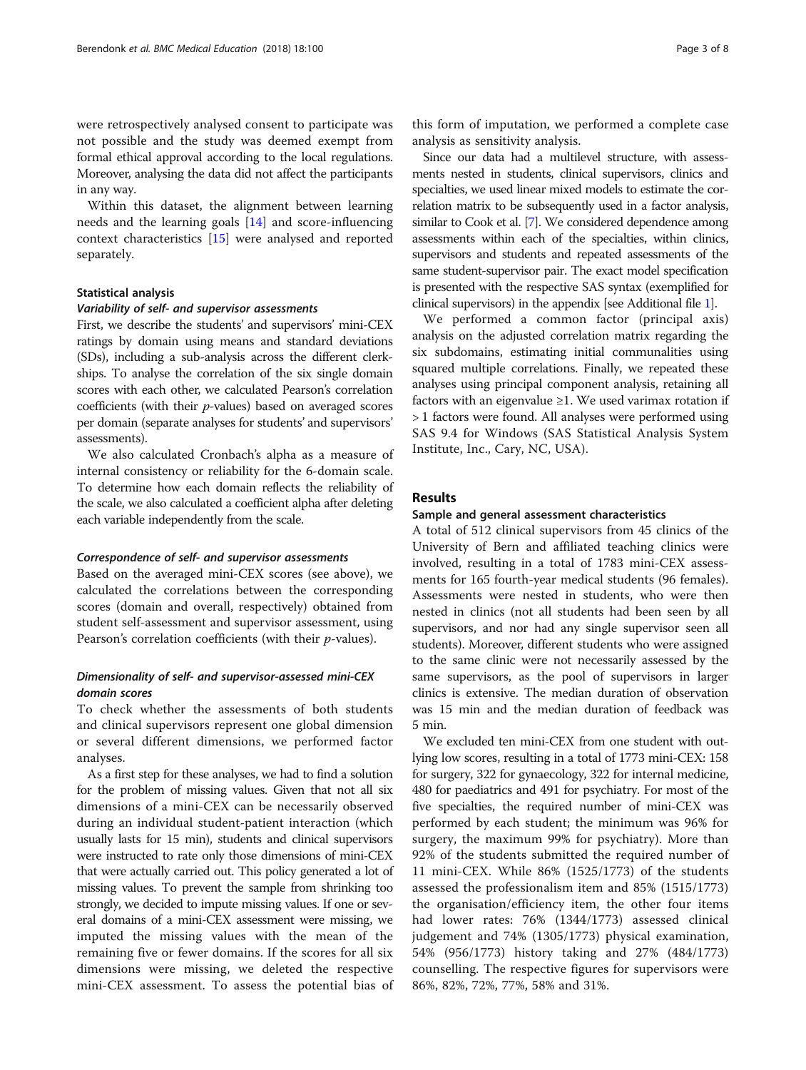were retrospectively analysed consent to participate was not possible and the study was deemed exempt from formal ethical approval according to the local regulations. Moreover, analysing the data did not affect the participants in any way.

Within this dataset, the alignment between learning needs and the learning goals [14] and score-influencing context characteristics [15] were analysed and reported separately.

### Statistical analysis

#### *Variability of self- and supervisor assessments*

First, we describe the students' and supervisors' mini-CEX ratings by domain using means and standard deviations (SDs), including a sub-analysis across the different clerkships. To analyse the correlation of the six single domain scores with each other, we calculated Pearson's correlation coefficients (with their *p*-values) based on averaged scores per domain (separate analyses for students' and supervisors' assessments).

We also calculated Cronbach's alpha as a measure of internal consistency or reliability for the 6-domain scale. To determine how each domain reflects the reliability of the scale, we also calculated a coefficient alpha after deleting each variable independently from the scale.

#### *Correspondence of self- and supervisor assessments*

Based on the averaged mini-CEX scores (see above), we calculated the correlations between the corresponding scores (domain and overall, respectively) obtained from student self-assessment and supervisor assessment, using Pearson's correlation coefficients (with their *p*-values).

#### *Dimensionality of self- and supervisor-assessed mini-CEX domain scores*

To check whether the assessments of both students and clinical supervisors represent one global dimension or several different dimensions, we performed factor analyses.

As a first step for these analyses, we had to find a solution for the problem of missing values. Given that not all six dimensions of a mini-CEX can be necessarily observed during an individual student-patient interaction (which usually lasts for 15 min), students and clinical supervisors were instructed to rate only those dimensions of mini-CEX that were actually carried out. This policy generated a lot of missing values. To prevent the sample from shrinking too strongly, we decided to impute missing values. If one or several domains of a mini-CEX assessment were missing, we imputed the missing values with the mean of the remaining five or fewer domains. If the scores for all six dimensions were missing, we deleted the respective mini-CEX assessment. To assess the potential bias of this form of imputation, we performed a complete case analysis as sensitivity analysis.

Since our data had a multilevel structure, with assessments nested in students, clinical supervisors, clinics and specialties, we used linear mixed models to estimate the correlation matrix to be subsequently used in a factor analysis, similar to Cook et al. [7]. We considered dependence among assessments within each of the specialties, within clinics, supervisors and students and repeated assessments of the same student-supervisor pair. The exact model specification is presented with the respective SAS syntax (exemplified for clinical supervisors) in the appendix [see Additional file 1].

We performed a common factor (principal axis) analysis on the adjusted correlation matrix regarding the six subdomains, estimating initial communalities using squared multiple correlations. Finally, we repeated these analyses using principal component analysis, retaining all factors with an eigenvalue ≥1. We used varimax rotation if > 1 factors were found. All analyses were performed using SAS 9.4 for Windows (SAS Statistical Analysis System Institute, Inc., Cary, NC, USA).

## Results

### Sample and general assessment characteristics

A total of 512 clinical supervisors from 45 clinics of the University of Bern and affiliated teaching clinics were involved, resulting in a total of 1783 mini-CEX assessments for 165 fourth-year medical students (96 females). Assessments were nested in students, who were then nested in clinics (not all students had been seen by all supervisors, and nor had any single supervisor seen all students). Moreover, different students who were assigned to the same clinic were not necessarily assessed by the same supervisors, as the pool of supervisors in larger clinics is extensive. The median duration of observation was 15 min and the median duration of feedback was 5 min.

We excluded ten mini-CEX from one student with outlying low scores, resulting in a total of 1773 mini-CEX: 158 for surgery, 322 for gynaecology, 322 for internal medicine, 480 for paediatrics and 491 for psychiatry. For most of the five specialties, the required number of mini-CEX was performed by each student; the minimum was 96% for surgery, the maximum 99% for psychiatry). More than 92% of the students submitted the required number of 11 mini-CEX. While 86% (1525/1773) of the students assessed the professionalism item and 85% (1515/1773) the organisation/efficiency item, the other four items had lower rates: 76% (1344/1773) assessed clinical judgement and 74% (1305/1773) physical examination, 54% (956/1773) history taking and 27% (484/1773) counselling. The respective figures for supervisors were 86%, 82%, 72%, 77%, 58% and 31%.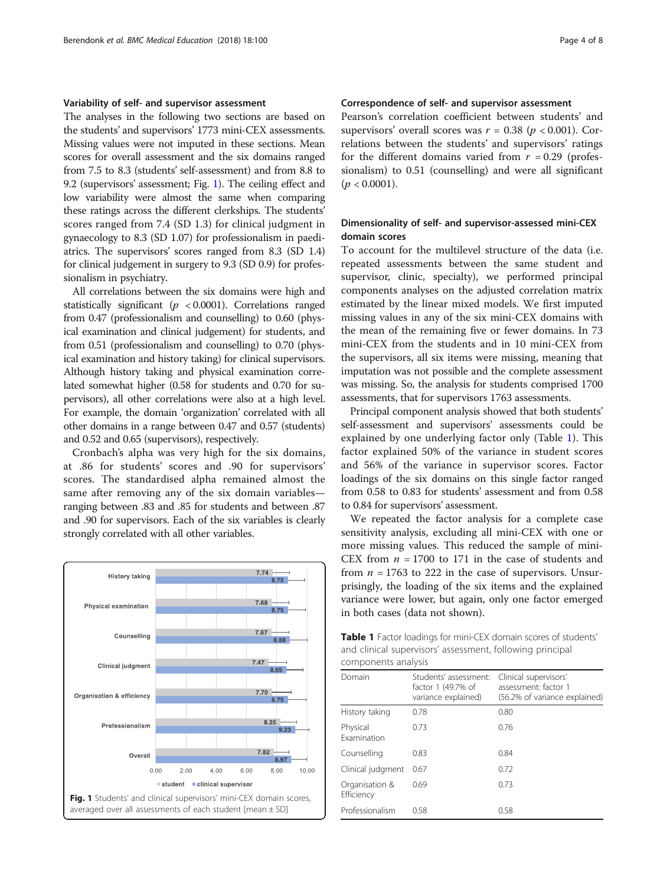### Variability of self- and supervisor assessment

The analyses in the following two sections are based on the students' and supervisors' 1773 mini-CEX assessments. Missing values were not imputed in these sections. Mean scores for overall assessment and the six domains ranged from 7.5 to 8.3 (students' self-assessment) and from 8.8 to 9.2 (supervisors' assessment; Fig. 1). The ceiling effect and low variability were almost the same when comparing these ratings across the different clerkships. The students' scores ranged from 7.4 (SD 1.3) for clinical judgment in gynaecology to 8.3 (SD 1.07) for professionalism in paediatrics. The supervisors' scores ranged from 8.3 (SD 1.4) for clinical judgement in surgery to 9.3 (SD 0.9) for professionalism in psychiatry.

All correlations between the six domains were high and statistically significant ($p < 0.0001$). Correlations ranged from 0.47 (professionalism and counselling) to 0.60 (physical examination and clinical judgement) for students, and from 0.51 (professionalism and counselling) to 0.70 (physical examination and history taking) for clinical supervisors. Although history taking and physical examination correlated somewhat higher (0.58 for students and 0.70 for supervisors), all other correlations were also at a high level. For example, the domain 'organization' correlated with all other domains in a range between 0.47 and 0.57 (students) and 0.52 and 0.65 (supervisors), respectively.

Cronbach's alpha was very high for the six domains, at .86 for students' scores and .90 for supervisors' scores. The standardised alpha remained almost the same after removing any of the six domain variables—ranging between .83 and .85 for students and between .87 and .90 for supervisors. Each of the six variables is clearly strongly correlated with all other variables.

| Domain | Student | Clinical supervisor |
|---|---|---|
| History taking | 7.74 | 8.75 |
| Physical examination | 7.68 | 8.75 |
| Counselling | 7.67 | 8.88 |
| Clinical judgment | 7.47 | 8.65 |
| Organisation & efficiency | 7.70 | 8.75 |
| Professionalism | 8.25 | 9.23 |
| Overall | 7.82 | 8.97 |

**Fig. 1** Students' and clinical supervisors' mini-CEX domain scores, averaged over all assessments of each student [mean ± SD]

### Correspondence of self- and supervisor assessment

Pearson's correlation coefficient between students' and supervisors' overall scores was $r = 0.38$ ($p < 0.001$). Correlations between the students' and supervisors' ratings for the different domains varied from $r = 0.29$ (professionalism) to 0.51 (counselling) and were all significant ($p < 0.0001$).

### Dimensionality of self- and supervisor-assessed mini-CEX domain scores

To account for the multilevel structure of the data (i.e. repeated assessments between the same student and supervisor, clinic, specialty), we performed principal components analyses on the adjusted correlation matrix estimated by the linear mixed models. We first imputed missing values in any of the six mini-CEX domains with the mean of the remaining five or fewer domains. In 73 mini-CEX from the students and in 10 mini-CEX from the supervisors, all six items were missing, meaning that imputation was not possible and the complete assessment was missing. So, the analysis for students comprised 1700 assessments, that for supervisors 1763 assessments.

Principal component analysis showed that both students' self-assessment and supervisors' assessments could be explained by one underlying factor only (Table 1). This factor explained 50% of the variance in student scores and 56% of the variance in supervisor scores. Factor loadings of the six domains on this single factor ranged from 0.58 to 0.83 for students' assessment and from 0.58 to 0.84 for supervisors' assessment.

We repeated the factor analysis for a complete case sensitivity analysis, excluding all mini-CEX with one or more missing values. This reduced the sample of mini-CEX from $n = 1700$ to 171 in the case of students and from $n = 1763$ to 222 in the case of supervisors. Unsurprisingly, the loading of the six items and the explained variance were lower, but again, only one factor emerged in both cases (data not shown).

**Table 1** Factor loadings for mini-CEX domain scores of students' and clinical supervisors' assessment, following principal components analysis

| Domain | Students' assessment: factor 1 (49.7% of variance explained) | Clinical supervisors' assessment: factor 1 (56.2% of variance explained) |
|---|---|---|
| History taking | 0.78 | 0.80 |
| Physical Examination | 0.73 | 0.76 |
| Counselling | 0.83 | 0.84 |
| Clinical judgment | 0.67 | 0.72 |
| Organisation & Efficiency | 0.69 | 0.73 |
| Professionalism | 0.58 | 0.58 |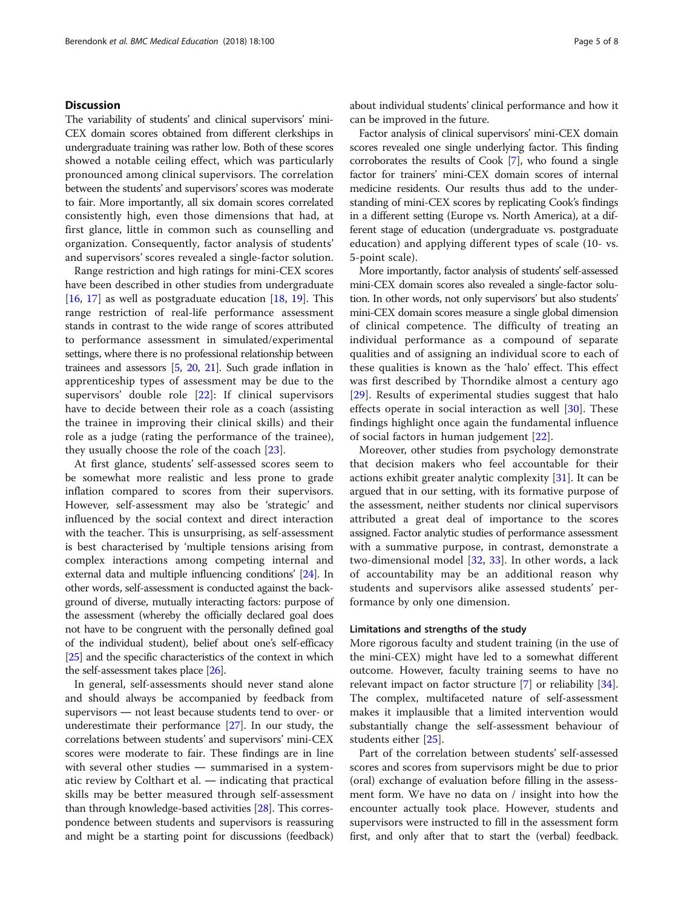## Discussion

The variability of students' and clinical supervisors' mini-CEX domain scores obtained from different clerkships in undergraduate training was rather low. Both of these scores showed a notable ceiling effect, which was particularly pronounced among clinical supervisors. The correlation between the students' and supervisors' scores was moderate to fair. More importantly, all six domain scores correlated consistently high, even those dimensions that had, at first glance, little in common such as counselling and organization. Consequently, factor analysis of students' and supervisors' scores revealed a single-factor solution.

Range restriction and high ratings for mini-CEX scores have been described in other studies from undergraduate [16, 17] as well as postgraduate education [18, 19]. This range restriction of real-life performance assessment stands in contrast to the wide range of scores attributed to performance assessment in simulated/experimental settings, where there is no professional relationship between trainees and assessors [5, 20, 21]. Such grade inflation in apprenticeship types of assessment may be due to the supervisors' double role [22]: If clinical supervisors have to decide between their role as a coach (assisting the trainee in improving their clinical skills) and their role as a judge (rating the performance of the trainee), they usually choose the role of the coach [23].

At first glance, students' self-assessed scores seem to be somewhat more realistic and less prone to grade inflation compared to scores from their supervisors. However, self-assessment may also be 'strategic' and influenced by the social context and direct interaction with the teacher. This is unsurprising, as self-assessment is best characterised by 'multiple tensions arising from complex interactions among competing internal and external data and multiple influencing conditions' [24]. In other words, self-assessment is conducted against the background of diverse, mutually interacting factors: purpose of the assessment (whereby the officially declared goal does not have to be congruent with the personally defined goal of the individual student), belief about one's self-efficacy [25] and the specific characteristics of the context in which the self-assessment takes place [26].

In general, self-assessments should never stand alone and should always be accompanied by feedback from supervisors — not least because students tend to over- or underestimate their performance [27]. In our study, the correlations between students' and supervisors' mini-CEX scores were moderate to fair. These findings are in line with several other studies — summarised in a systematic review by Colthart et al. — indicating that practical skills may be better measured through self-assessment than through knowledge-based activities [28]. This correspondence between students and supervisors is reassuring and might be a starting point for discussions (feedback) about individual students' clinical performance and how it can be improved in the future.

Factor analysis of clinical supervisors' mini-CEX domain scores revealed one single underlying factor. This finding corroborates the results of Cook [7], who found a single factor for trainers' mini-CEX domain scores of internal medicine residents. Our results thus add to the understanding of mini-CEX scores by replicating Cook's findings in a different setting (Europe vs. North America), at a different stage of education (undergraduate vs. postgraduate education) and applying different types of scale (10- vs. 5-point scale).

More importantly, factor analysis of students' self-assessed mini-CEX domain scores also revealed a single-factor solution. In other words, not only supervisors' but also students' mini-CEX domain scores measure a single global dimension of clinical competence. The difficulty of treating an individual performance as a compound of separate qualities and of assigning an individual score to each of these qualities is known as the 'halo' effect. This effect was first described by Thorndike almost a century ago [29]. Results of experimental studies suggest that halo effects operate in social interaction as well [30]. These findings highlight once again the fundamental influence of social factors in human judgement [22].

Moreover, other studies from psychology demonstrate that decision makers who feel accountable for their actions exhibit greater analytic complexity [31]. It can be argued that in our setting, with its formative purpose of the assessment, neither students nor clinical supervisors attributed a great deal of importance to the scores assigned. Factor analytic studies of performance assessment with a summative purpose, in contrast, demonstrate a two-dimensional model [32, 33]. In other words, a lack of accountability may be an additional reason why students and supervisors alike assessed students' performance by only one dimension.

### Limitations and strengths of the study

More rigorous faculty and student training (in the use of the mini-CEX) might have led to a somewhat different outcome. However, faculty training seems to have no relevant impact on factor structure [7] or reliability [34]. The complex, multifaceted nature of self-assessment makes it implausible that a limited intervention would substantially change the self-assessment behaviour of students either [25].

Part of the correlation between students' self-assessed scores and scores from supervisors might be due to prior (oral) exchange of evaluation before filling in the assessment form. We have no data on / insight into how the encounter actually took place. However, students and supervisors were instructed to fill in the assessment form first, and only after that to start the (verbal) feedback.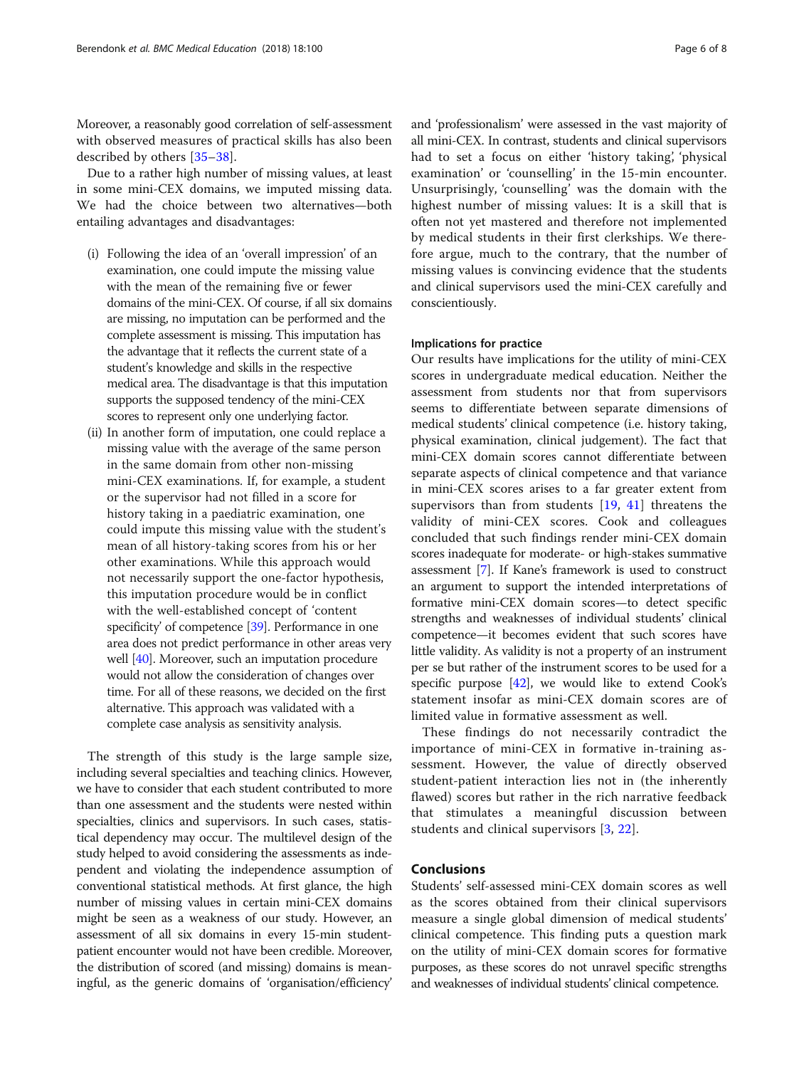Moreover, a reasonably good correlation of self-assessment with observed measures of practical skills has also been described by others [35–38].

Due to a rather high number of missing values, at least in some mini-CEX domains, we imputed missing data. We had the choice between two alternatives—both entailing advantages and disadvantages:

(i) Following the idea of an 'overall impression' of an examination, one could impute the missing value with the mean of the remaining five or fewer domains of the mini-CEX. Of course, if all six domains are missing, no imputation can be performed and the complete assessment is missing. This imputation has the advantage that it reflects the current state of a student's knowledge and skills in the respective medical area. The disadvantage is that this imputation supports the supposed tendency of the mini-CEX scores to represent only one underlying factor.

(ii) In another form of imputation, one could replace a missing value with the average of the same person in the same domain from other non-missing mini-CEX examinations. If, for example, a student or the supervisor had not filled in a score for history taking in a paediatric examination, one could impute this missing value with the student's mean of all history-taking scores from his or her other examinations. While this approach would not necessarily support the one-factor hypothesis, this imputation procedure would be in conflict with the well-established concept of 'content specificity' of competence [39]. Performance in one area does not predict performance in other areas very well [40]. Moreover, such an imputation procedure would not allow the consideration of changes over time. For all of these reasons, we decided on the first alternative. This approach was validated with a complete case analysis as sensitivity analysis.

The strength of this study is the large sample size, including several specialties and teaching clinics. However, we have to consider that each student contributed to more than one assessment and the students were nested within specialties, clinics and supervisors. In such cases, statistical dependency may occur. The multilevel design of the study helped to avoid considering the assessments as independent and violating the independence assumption of conventional statistical methods. At first glance, the high number of missing values in certain mini-CEX domains might be seen as a weakness of our study. However, an assessment of all six domains in every 15-min student-patient encounter would not have been credible. Moreover, the distribution of scored (and missing) domains is meaningful, as the generic domains of 'organisation/efficiency' and 'professionalism' were assessed in the vast majority of all mini-CEX. In contrast, students and clinical supervisors had to set a focus on either 'history taking', 'physical examination' or 'counselling' in the 15-min encounter. Unsurprisingly, 'counselling' was the domain with the highest number of missing values: It is a skill that is often not yet mastered and therefore not implemented by medical students in their first clerkships. We therefore argue, much to the contrary, that the number of missing values is convincing evidence that the students and clinical supervisors used the mini-CEX carefully and conscientiously.

### Implications for practice

Our results have implications for the utility of mini-CEX scores in undergraduate medical education. Neither the assessment from students nor that from supervisors seems to differentiate between separate dimensions of medical students' clinical competence (i.e. history taking, physical examination, clinical judgement). The fact that mini-CEX domain scores cannot differentiate between separate aspects of clinical competence and that variance in mini-CEX scores arises to a far greater extent from supervisors than from students [19, 41] threatens the validity of mini-CEX scores. Cook and colleagues concluded that such findings render mini-CEX domain scores inadequate for moderate- or high-stakes summative assessment [7]. If Kane's framework is used to construct an argument to support the intended interpretations of formative mini-CEX domain scores—to detect specific strengths and weaknesses of individual students' clinical competence—it becomes evident that such scores have little validity. As validity is not a property of an instrument per se but rather of the instrument scores to be used for a specific purpose [42], we would like to extend Cook's statement insofar as mini-CEX domain scores are of limited value in formative assessment as well.

These findings do not necessarily contradict the importance of mini-CEX in formative in-training assessment. However, the value of directly observed student-patient interaction lies not in (the inherently flawed) scores but rather in the rich narrative feedback that stimulates a meaningful discussion between students and clinical supervisors [3, 22].

## Conclusions

Students' self-assessed mini-CEX domain scores as well as the scores obtained from their clinical supervisors measure a single global dimension of medical students' clinical competence. This finding puts a question mark on the utility of mini-CEX domain scores for formative purposes, as these scores do not unravel specific strengths and weaknesses of individual students' clinical competence.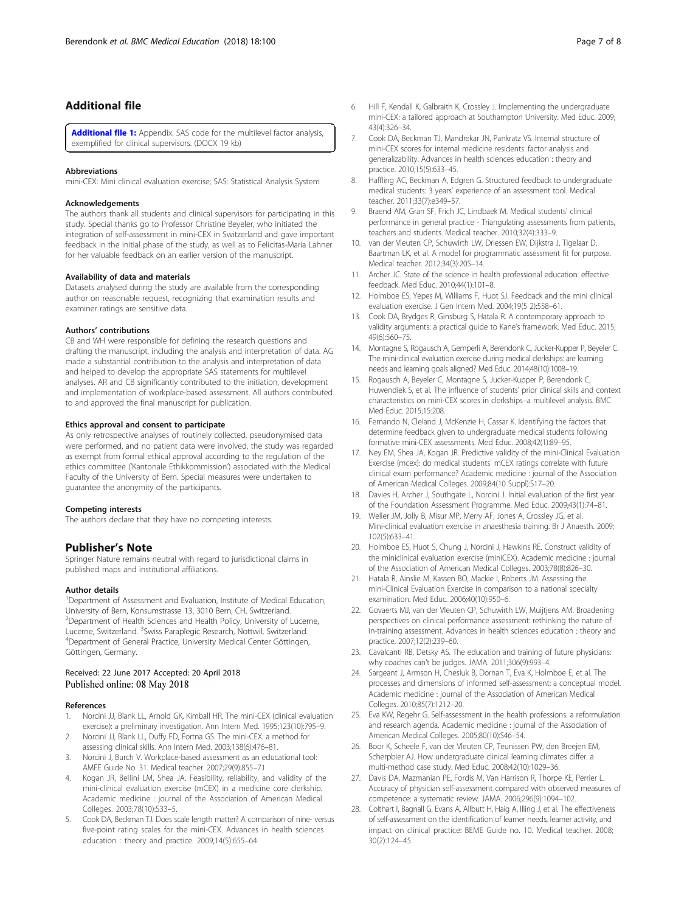## Additional file

**Additional file 1:** Appendix. SAS code for the multilevel factor analysis, exemplified for clinical supervisors. (DOCX 19 kb)

### Abbreviations

mini-CEX: Mini clinical evaluation exercise; SAS: Statistical Analysis System

### Acknowledgements

The authors thank all students and clinical supervisors for participating in this study. Special thanks go to Professor Christine Beyeler, who initiated the integration of self-assessment in mini-CEX in Switzerland and gave important feedback in the initial phase of the study, as well as to Felicitas-Maria Lahner for her valuable feedback on an earlier version of the manuscript.

### Availability of data and materials

Datasets analysed during the study are available from the corresponding author on reasonable request, recognizing that examination results and examiner ratings are sensitive data.

### Authors' contributions

CB and WH were responsible for defining the research questions and drafting the manuscript, including the analysis and interpretation of data. AG made a substantial contribution to the analysis and interpretation of data and helped to develop the appropriate SAS statements for multilevel analyses. AR and CB significantly contributed to the initiation, development and implementation of workplace-based assessment. All authors contributed to and approved the final manuscript for publication.

### Ethics approval and consent to participate

As only retrospective analyses of routinely collected, pseudonymised data were performed, and no patient data were involved, the study was regarded as exempt from formal ethical approval according to the regulation of the ethics committee ('Kantonale Ethikkommission') associated with the Medical Faculty of the University of Bern. Special measures were undertaken to guarantee the anonymity of the participants.

### Competing interests

The authors declare that they have no competing interests.

## Publisher's Note

Springer Nature remains neutral with regard to jurisdictional claims in published maps and institutional affiliations.

### Author details

[1]Department of Assessment and Evaluation, Institute of Medical Education, University of Bern, Konsumstrasse 13, 3010 Bern, CH, Switzerland. [2]Department of Health Sciences and Health Policy, University of Lucerne, Lucerne, Switzerland. [3]Swiss Paraplegic Research, Nottwil, Switzerland. [4]Department of General Practice, University Medical Center Göttingen, Göttingen, Germany.

Received: 22 June 2017 Accepted: 20 April 2018
Published online: 08 May 2018

### References

1. Norcini JJ, Blank LL, Arnold GK, Kimball HR. The mini-CEX (clinical evaluation exercise): a preliminary investigation. Ann Intern Med. 1995;123(10):795–9.
2. Norcini JJ, Blank LL, Duffy FD, Fortna GS. The mini-CEX: a method for assessing clinical skills. Ann Intern Med. 2003;138(6):476–81.
3. Norcini J, Burch V. Workplace-based assessment as an educational tool: AMEE Guide No. 31. Medical teacher. 2007;29(9):855–71.
4. Kogan JR, Bellini LM, Shea JA. Feasibility, reliability, and validity of the mini-clinical evaluation exercise (mCEX) in a medicine core clerkship. Academic medicine : journal of the Association of American Medical Colleges. 2003;78(10):S33–5.
5. Cook DA, Beckman TJ. Does scale length matter? A comparison of nine- versus five-point rating scales for the mini-CEX. Advances in health sciences education : theory and practice. 2009;14(5):655–64.
6. Hill F, Kendall K, Galbraith K, Crossley J. Implementing the undergraduate mini-CEX: a tailored approach at Southampton University. Med Educ. 2009;43(4):326–34.
7. Cook DA, Beckman TJ, Mandrekar JN, Pankratz VS. Internal structure of mini-CEX scores for internal medicine residents: factor analysis and generalizability. Advances in health sciences education : theory and practice. 2010;15(5):633–45.
8. Haffling AC, Beckman A, Edgren G. Structured feedback to undergraduate medical students: 3 years' experience of an assessment tool. Medical teacher. 2011;33(7):e349–57.
9. Braend AM, Gran SF, Frich JC, Lindbaek M. Medical students' clinical performance in general practice - Triangulating assessments from patients, teachers and students. Medical teacher. 2010;32(4):333–9.
10. van der Vleuten CP, Schuwirth LW, Driessen EW, Dijkstra J, Tigelaar D, Baartman LK, et al. A model for programmatic assessment fit for purpose. Medical teacher. 2012;34(3):205–14.
11. Archer JC. State of the science in health professional education: effective feedback. Med Educ. 2010;44(1):101–8.
12. Holmboe ES, Yepes M, Williams F, Huot SJ. Feedback and the mini clinical evaluation exercise. J Gen Intern Med. 2004;19(5 2):558–61.
13. Cook DA, Brydges R, Ginsburg S, Hatala R. A contemporary approach to validity arguments: a practical guide to Kane's framework. Med Educ. 2015;49(6):560–75.
14. Montagne S, Rogausch A, Gemperli A, Berendonk C, Jucker-Kupper P, Beyeler C. The mini-clinical evaluation exercise during medical clerkships: are learning needs and learning goals aligned? Med Educ. 2014;48(10):1008–19.
15. Rogausch A, Beyeler C, Montagne S, Jucker-Kupper P, Berendonk C, Huwendiek S, et al. The influence of students' prior clinical skills and context characteristics on mini-CEX scores in clerkships–a multilevel analysis. BMC Med Educ. 2015;15:208.
16. Fernando N, Cleland J, McKenzie H, Cassar K. Identifying the factors that determine feedback given to undergraduate medical students following formative mini-CEX assessments. Med Educ. 2008;42(1):89–95.
17. Ney EM, Shea JA, Kogan JR. Predictive validity of the mini-Clinical Evaluation Exercise (mcex): do medical students' mCEX ratings correlate with future clinical exam performance? Academic medicine : journal of the Association of American Medical Colleges. 2009;84(10 Suppl):S17–20.
18. Davies H, Archer J, Southgate L, Norcini J. Initial evaluation of the first year of the Foundation Assessment Programme. Med Educ. 2009;43(1):74–81.
19. Weller JM, Jolly B, Misur MP, Merry AF, Jones A, Crossley JG, et al. Mini-clinical evaluation exercise in anaesthesia training. Br J Anaesth. 2009;102(5):633–41.
20. Holmboe ES, Huot S, Chung J, Norcini J, Hawkins RE. Construct validity of the miniclinical evaluation exercise (miniCEX). Academic medicine : journal of the Association of American Medical Colleges. 2003;78(8):826–30.
21. Hatala R, Ainslie M, Kassen BO, Mackie I, Roberts JM. Assessing the mini-Clinical Evaluation Exercise in comparison to a national specialty examination. Med Educ. 2006;40(10):950–6.
22. Govaerts MJ, van der Vleuten CP, Schuwirth LW, Muijtjens AM. Broadening perspectives on clinical performance assessment: rethinking the nature of in-training assessment. Advances in health sciences education : theory and practice. 2007;12(2):239–60.
23. Cavalcanti RB, Detsky AS. The education and training of future physicians: why coaches can't be judges. JAMA. 2011;306(9):993–4.
24. Sargeant J, Armson H, Chesluk B, Dornan T, Eva K, Holmboe E, et al. The processes and dimensions of informed self-assessment: a conceptual model. Academic medicine : journal of the Association of American Medical Colleges. 2010;85(7):1212–20.
25. Eva KW, Regehr G. Self-assessment in the health professions: a reformulation and research agenda. Academic medicine : journal of the Association of American Medical Colleges. 2005;80(10):S46–54.
26. Boor K, Scheele F, van der Vleuten CP, Teunissen PW, den Breejen EM, Scherpbier AJ. How undergraduate clinical learning climates differ: a multi-method case study. Med Educ. 2008;42(10):1029–36.
27. Davis DA, Mazmanian PE, Fordis M, Van Harrison R, Thorpe KE, Perrier L. Accuracy of physician self-assessment compared with observed measures of competence: a systematic review. JAMA. 2006;296(9):1094–102.
28. Colthart I, Bagnall G, Evans A, Allbutt H, Haig A, Illing J, et al. The effectiveness of self-assessment on the identification of learner needs, learner activity, and impact on clinical practice: BEME Guide no. 10. Medical teacher. 2008;30(2):124–45.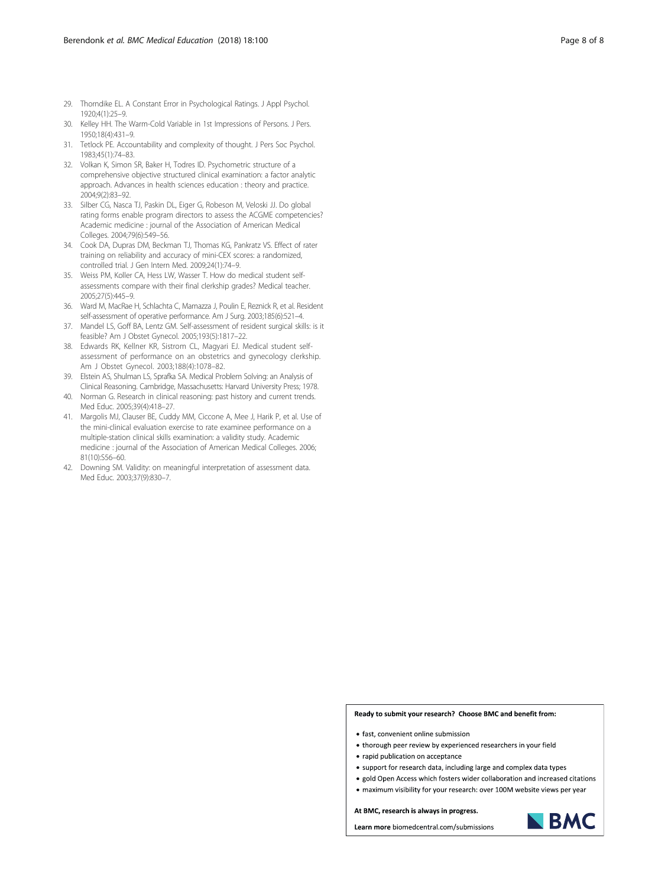29. Thorndike EL. A Constant Error in Psychological Ratings. J Appl Psychol. 1920;4(1):25–9.
30. Kelley HH. The Warm-Cold Variable in 1st Impressions of Persons. J Pers. 1950;18(4):431–9.
31. Tetlock PE. Accountability and complexity of thought. J Pers Soc Psychol. 1983;45(1):74–83.
32. Volkan K, Simon SR, Baker H, Todres ID. Psychometric structure of a comprehensive objective structured clinical examination: a factor analytic approach. Advances in health sciences education : theory and practice. 2004;9(2):83–92.
33. Silber CG, Nasca TJ, Paskin DL, Eiger G, Robeson M, Veloski JJ. Do global rating forms enable program directors to assess the ACGME competencies? Academic medicine : journal of the Association of American Medical Colleges. 2004;79(6):549–56.
34. Cook DA, Dupras DM, Beckman TJ, Thomas KG, Pankratz VS. Effect of rater training on reliability and accuracy of mini-CEX scores: a randomized, controlled trial. J Gen Intern Med. 2009;24(1):74–9.
35. Weiss PM, Koller CA, Hess LW, Wasser T. How do medical student self-assessments compare with their final clerkship grades? Medical teacher. 2005;27(5):445–9.
36. Ward M, MacRae H, Schlachta C, Mamazza J, Poulin E, Reznick R, et al. Resident self-assessment of operative performance. Am J Surg. 2003;185(6):521–4.
37. Mandel LS, Goff BA, Lentz GM. Self-assessment of resident surgical skills: is it feasible? Am J Obstet Gynecol. 2005;193(5):1817–22.
38. Edwards RK, Kellner KR, Sistrom CL, Magyari EJ. Medical student self-assessment of performance on an obstetrics and gynecology clerkship. Am J Obstet Gynecol. 2003;188(4):1078–82.
39. Elstein AS, Shulman LS, Sprafka SA. Medical Problem Solving: an Analysis of Clinical Reasoning. Cambridge, Massachusetts: Harvard University Press; 1978.
40. Norman G. Research in clinical reasoning: past history and current trends. Med Educ. 2005;39(4):418–27.
41. Margolis MJ, Clauser BE, Cuddy MM, Ciccone A, Mee J, Harik P, et al. Use of the mini-clinical evaluation exercise to rate examinee performance on a multiple-station clinical skills examination: a validity study. Academic medicine : journal of the Association of American Medical Colleges. 2006; 81(10):S56–60.
42. Downing SM. Validity: on meaningful interpretation of assessment data. Med Educ. 2003;37(9):830–7.

**Ready to submit your research? Choose BMC and benefit from:**

- fast, convenient online submission
- thorough peer review by experienced researchers in your field
- rapid publication on acceptance
- support for research data, including large and complex data types
- gold Open Access which fosters wider collaboration and increased citations
- maximum visibility for your research: over 100M website views per year

**At BMC, research is always in progress.**

**Learn more** biomedcentral.com/submissions

BMC